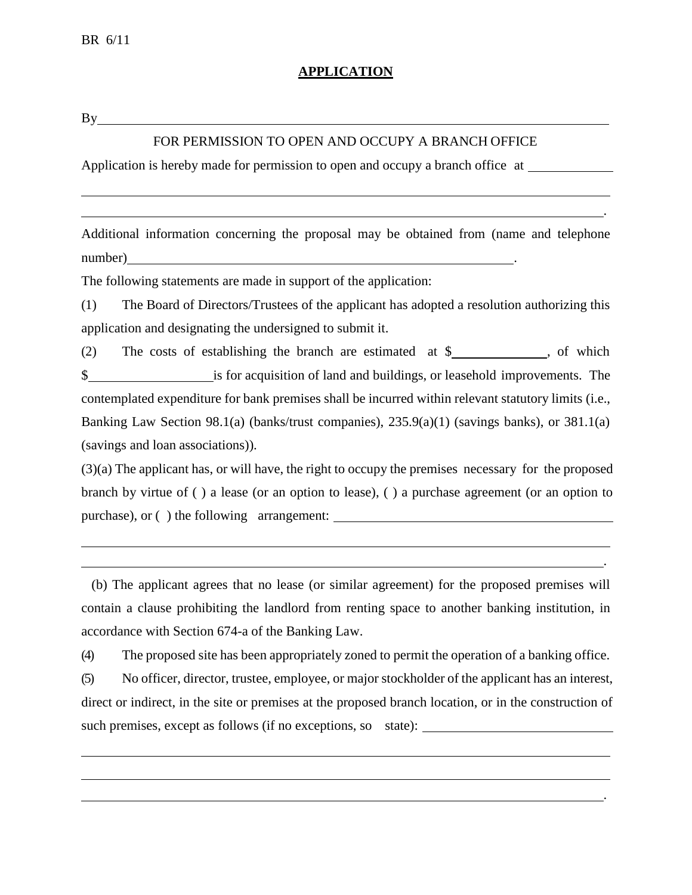BR 6/11

# APPLICATION

By\_\_\_\_\_\_\_\_\_\_\_\_\_\_\_\_\_\_\_\_\_\_\_\_\_\_\_\_\_\_\_\_\_\_\_\_\_\_\_\_\_\_\_\_\_\_\_\_\_\_\_\_\_\_\_\_\_\_\_\_\_\_\_\_\_\_\_\_\_\_\_\_\_\_\_\_

FOR PERMISSION TO OPEN AND OCCUPY A BRANCH OFFICE

Application is hereby made for permission to open and occupy a branch office at \_\_\_\_\_\_\_\_\_\_\_\_

\_\_\_\_\_\_\_\_\_\_\_\_\_\_\_\_\_\_\_\_\_\_\_\_\_\_\_\_\_\_\_\_\_\_\_\_\_\_\_\_\_\_\_\_\_\_\_\_\_\_\_\_\_\_\_\_\_\_\_\_\_\_\_\_\_\_\_\_\_\_\_\_\_\_\_\_\_\_\_\_

\_\_\_\_\_\_\_\_\_\_\_\_\_\_\_\_\_\_\_\_\_\_\_\_\_\_\_\_\_\_\_\_\_\_\_\_\_\_\_\_\_\_\_\_\_\_\_\_\_\_\_\_\_\_\_\_\_\_\_\_\_\_\_\_\_\_\_\_\_\_\_\_\_\_\_\_\_\_.

Additional information concerning the proposal may be obtained from (name and telephone number)\_\_\_\_\_\_\_\_\_\_\_\_\_\_\_\_\_\_\_\_\_\_\_\_\_\_\_\_\_\_\_\_\_\_\_\_\_\_\_\_\_\_\_\_\_\_\_\_\_\_\_\_\_\_\_\_\_\_\_.

The following statements are made in support of the application:

(1) The Board of Directors/Trustees of the applicant has adopted a resolution authorizing this application and designating the undersigned to submit it.

(2) The costs of establishing the branch are estimated at $\_\_\_\_\_\_\_\_\_\_\_\_\_\_, of which $\_\_\_\_\_\_\_\_\_\_\_\_\_\_\_\_\_\_ is for acquisition of land and buildings, or leasehold improvements. The contemplated expenditure for bank premises shall be incurred within relevant statutory limits (i.e., Banking Law Section 98.1(a) (banks/trust companies), 235.9(a)(1) (savings banks), or 381.1(a) (savings and loan associations)).

(3)(a) The applicant has, or will have, the right to occupy the premises necessary for the proposed branch by virtue of ( ) a lease (or an option to lease), ( ) a purchase agreement (or an option to purchase), or ( ) the following arrangement: \_\_\_\_\_\_\_\_\_\_\_\_\_\_\_\_\_\_\_\_\_\_\_\_\_\_\_\_\_\_\_\_\_\_\_\_\_\_\_\_\_\_

\_\_\_\_\_\_\_\_\_\_\_\_\_\_\_\_\_\_\_\_\_\_\_\_\_\_\_\_\_\_\_\_\_\_\_\_\_\_\_\_\_\_\_\_\_\_\_\_\_\_\_\_\_\_\_\_\_\_\_\_\_\_\_\_\_\_\_\_\_\_\_\_\_\_\_\_\_\_\_\_

\_\_\_\_\_\_\_\_\_\_\_\_\_\_\_\_\_\_\_\_\_\_\_\_\_\_\_\_\_\_\_\_\_\_\_\_\_\_\_\_\_\_\_\_\_\_\_\_\_\_\_\_\_\_\_\_\_\_\_\_\_\_\_\_\_\_\_\_\_\_\_\_\_\_\_\_\_\_.

(b) The applicant agrees that no lease (or similar agreement) for the proposed premises will contain a clause prohibiting the landlord from renting space to another banking institution, in accordance with Section 674-a of the Banking Law.

(4) The proposed site has been appropriately zoned to permit the operation of a banking office.

(5) No officer, director, trustee, employee, or major stockholder of the applicant has an interest, direct or indirect, in the site or premises at the proposed branch location, or in the construction of such premises, except as follows (if no exceptions, so state): \_\_\_\_\_\_\_\_\_\_\_\_\_\_\_\_\_\_\_\_\_\_\_\_\_\_\_\_

\_\_\_\_\_\_\_\_\_\_\_\_\_\_\_\_\_\_\_\_\_\_\_\_\_\_\_\_\_\_\_\_\_\_\_\_\_\_\_\_\_\_\_\_\_\_\_\_\_\_\_\_\_\_\_\_\_\_\_\_\_\_\_\_\_\_\_\_\_\_\_\_\_\_\_\_\_\_\_\_

\_\_\_\_\_\_\_\_\_\_\_\_\_\_\_\_\_\_\_\_\_\_\_\_\_\_\_\_\_\_\_\_\_\_\_\_\_\_\_\_\_\_\_\_\_\_\_\_\_\_\_\_\_\_\_\_\_\_\_\_\_\_\_\_\_\_\_\_\_\_\_\_\_\_\_\_\_\_\_\_

\_\_\_\_\_\_\_\_\_\_\_\_\_\_\_\_\_\_\_\_\_\_\_\_\_\_\_\_\_\_\_\_\_\_\_\_\_\_\_\_\_\_\_\_\_\_\_\_\_\_\_\_\_\_\_\_\_\_\_\_\_\_\_\_\_\_\_\_\_\_\_\_\_\_\_\_\_\_.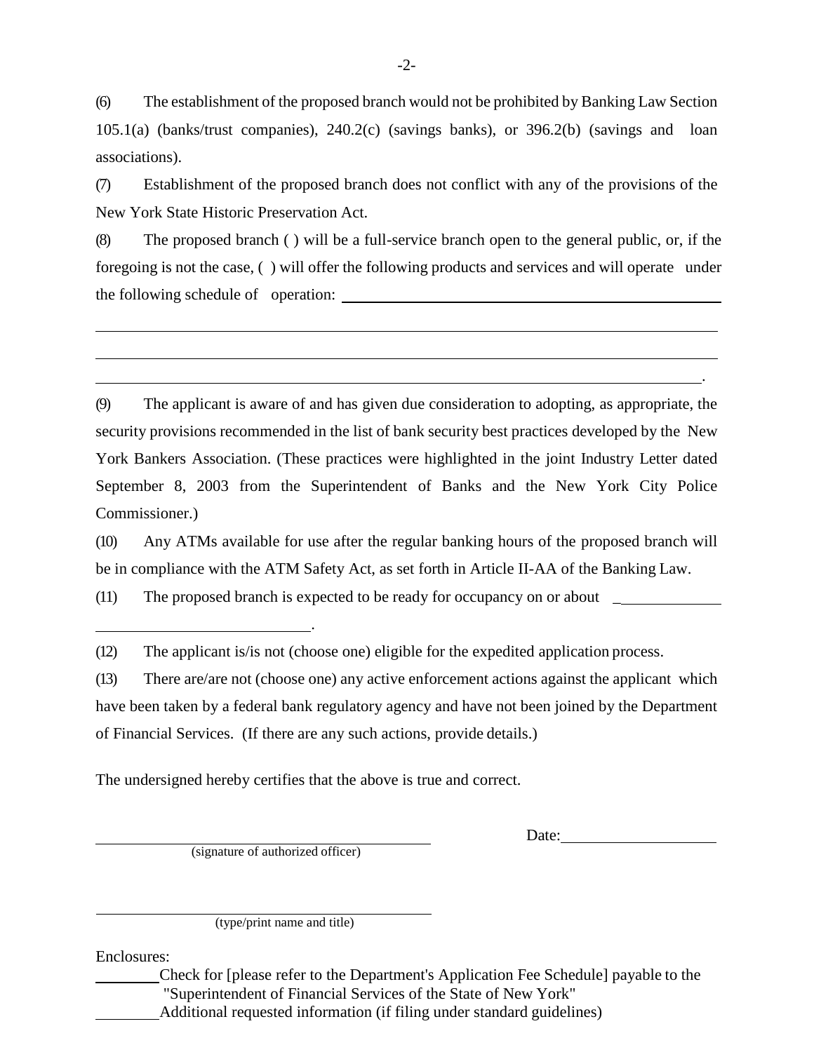(6) The establishment of the proposed branch would not be prohibited by Banking Law Section 105.1(a) (banks/trust companies), 240.2(c) (savings banks), or 396.2(b) (savings and loan associations).

(7) Establishment of the proposed branch does not conflict with any of the provisions of the New York State Historic Preservation Act.

(8) The proposed branch ( ) will be a full-service branch open to the general public, or, if the foregoing is not the case, ( ) will offer the following products and services and will operate under the following schedule of operation: \_\_\_\_\_\_\_\_\_\_\_\_\_\_\_\_\_\_\_\_\_\_\_\_\_\_\_\_\_\_\_\_\_\_\_\_\_\_\_\_

\_\_\_\_\_\_\_\_\_\_\_\_\_\_\_\_\_\_\_\_\_\_\_\_\_\_\_\_\_\_\_\_\_\_\_\_\_\_\_\_\_\_\_\_\_\_\_\_\_\_\_\_\_\_\_\_\_\_\_\_\_\_\_\_\_\_\_\_\_\_

\_\_\_\_\_\_\_\_\_\_\_\_\_\_\_\_\_\_\_\_\_\_\_\_\_\_\_\_\_\_\_\_\_\_\_\_\_\_\_\_\_\_\_\_\_\_\_\_\_\_\_\_\_\_\_\_\_\_\_\_\_\_\_\_\_\_\_\_\_\_

\_\_\_\_\_\_\_\_\_\_\_\_\_\_\_\_\_\_\_\_\_\_\_\_\_\_\_\_\_\_\_\_\_\_\_\_\_\_\_\_\_\_\_\_\_\_\_\_\_\_\_\_\_\_\_\_\_\_\_\_\_\_\_\_\_\_\_\_\_.

(9) The applicant is aware of and has given due consideration to adopting, as appropriate, the security provisions recommended in the list of bank security best practices developed by the New York Bankers Association. (These practices were highlighted in the joint Industry Letter dated September 8, 2003 from the Superintendent of Banks and the New York City Police Commissioner.)

(10) Any ATMs available for use after the regular banking hours of the proposed branch will be in compliance with the ATM Safety Act, as set forth in Article II-AA of the Banking Law.

(11) The proposed branch is expected to be ready for occupancy on or about \_\_\_\_\_\_\_\_\_\_\_\_\_\_

\_\_\_\_\_\_\_\_\_\_\_\_\_\_\_\_\_\_\_\_\_\_\_\_\_\_\_\_.

(12) The applicant is/is not (choose one) eligible for the expedited application process.

(13) There are/are not (choose one) any active enforcement actions against the applicant which have been taken by a federal bank regulatory agency and have not been joined by the Department of Financial Services. (If there are any such actions, provide details.)

The undersigned hereby certifies that the above is true and correct.

\_\_\_\_\_\_\_\_\_\_\_\_\_\_\_\_\_\_\_\_\_\_\_\_\_\_\_\_\_\_\_\_\_\_\_\_\_\_\_\_ Date:\_\_\_\_\_\_\_\_\_\_\_\_\_\_\_\_\_\_\_\_

(signature of authorized officer)

\_\_\_\_\_\_\_\_\_\_\_\_\_\_\_\_\_\_\_\_\_\_\_\_\_\_\_\_\_\_\_\_\_\_\_\_\_\_\_\_

(type/print name and title)

Enclosures:

\_\_\_\_\_\_\_\_Check for [please refer to the Department's Application Fee Schedule] payable to the "Superintendent of Financial Services of the State of New York"

\_\_\_\_\_\_\_\_Additional requested information (if filing under standard guidelines)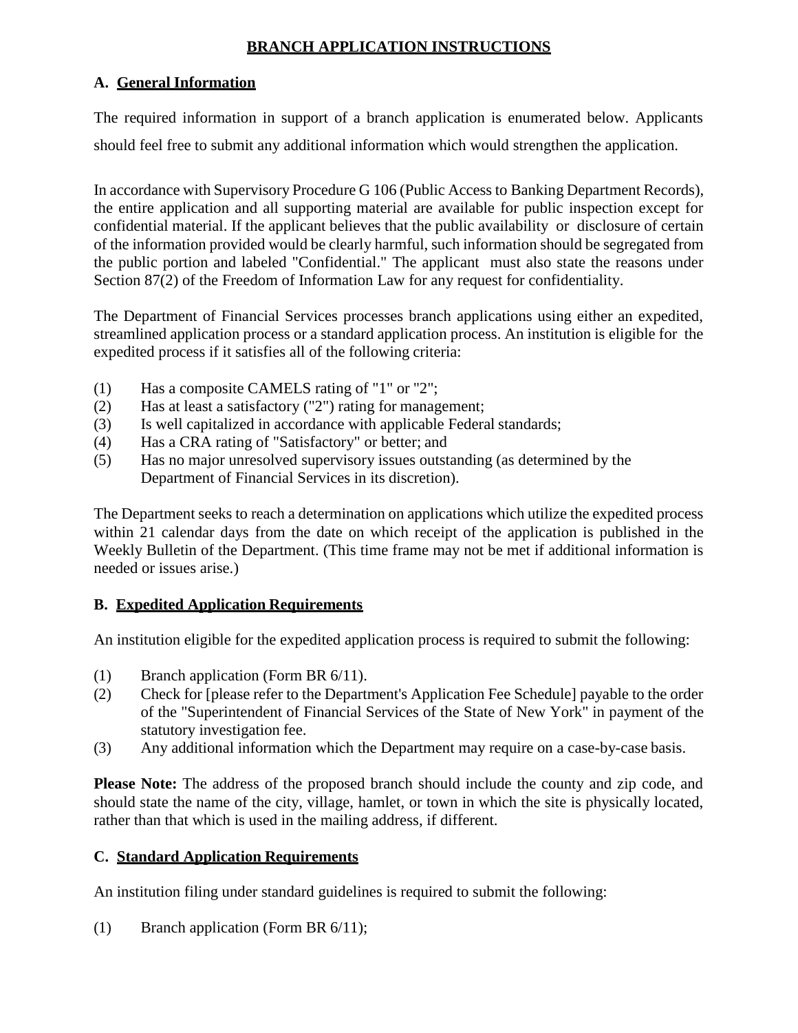# BRANCH APPLICATION INSTRUCTIONS

## A. General Information

The required information in support of a branch application is enumerated below. Applicants should feel free to submit any additional information which would strengthen the application.

In accordance with Supervisory Procedure G 106 (Public Access to Banking Department Records), the entire application and all supporting material are available for public inspection except for confidential material. If the applicant believes that the public availability or disclosure of certain of the information provided would be clearly harmful, such information should be segregated from the public portion and labeled "Confidential." The applicant must also state the reasons under Section 87(2) of the Freedom of Information Law for any request for confidentiality.

The Department of Financial Services processes branch applications using either an expedited, streamlined application process or a standard application process. An institution is eligible for the expedited process if it satisfies all of the following criteria:

(1) Has a composite CAMELS rating of "1" or "2";
(2) Has at least a satisfactory ("2") rating for management;
(3) Is well capitalized in accordance with applicable Federal standards;
(4) Has a CRA rating of "Satisfactory" or better; and
(5) Has no major unresolved supervisory issues outstanding (as determined by the Department of Financial Services in its discretion).

The Department seeks to reach a determination on applications which utilize the expedited process within 21 calendar days from the date on which receipt of the application is published in the Weekly Bulletin of the Department. (This time frame may not be met if additional information is needed or issues arise.)

## B. Expedited Application Requirements

An institution eligible for the expedited application process is required to submit the following:

(1) Branch application (Form BR 6/11).
(2) Check for [please refer to the Department's Application Fee Schedule] payable to the order of the "Superintendent of Financial Services of the State of New York" in payment of the statutory investigation fee.
(3) Any additional information which the Department may require on a case-by-case basis.

**Please Note:** The address of the proposed branch should include the county and zip code, and should state the name of the city, village, hamlet, or town in which the site is physically located, rather than that which is used in the mailing address, if different.

## C. Standard Application Requirements

An institution filing under standard guidelines is required to submit the following:

(1) Branch application (Form BR 6/11);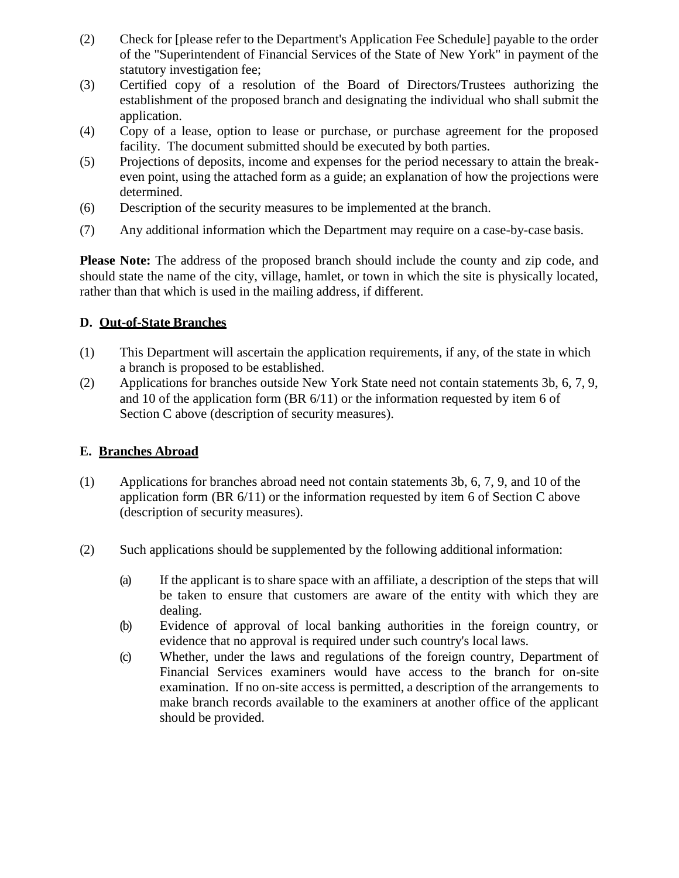(2) Check for [please refer to the Department's Application Fee Schedule] payable to the order of the "Superintendent of Financial Services of the State of New York" in payment of the statutory investigation fee;

(3) Certified copy of a resolution of the Board of Directors/Trustees authorizing the establishment of the proposed branch and designating the individual who shall submit the application.

(4) Copy of a lease, option to lease or purchase, or purchase agreement for the proposed facility. The document submitted should be executed by both parties.

(5) Projections of deposits, income and expenses for the period necessary to attain the break-even point, using the attached form as a guide; an explanation of how the projections were determined.

(6) Description of the security measures to be implemented at the branch.

(7) Any additional information which the Department may require on a case-by-case basis.

**Please Note:** The address of the proposed branch should include the county and zip code, and should state the name of the city, village, hamlet, or town in which the site is physically located, rather than that which is used in the mailing address, if different.

### D. <u>Out-of-State Branches</u>

(1) This Department will ascertain the application requirements, if any, of the state in which a branch is proposed to be established.

(2) Applications for branches outside New York State need not contain statements 3b, 6, 7, 9, and 10 of the application form (BR 6/11) or the information requested by item 6 of Section C above (description of security measures).

### E. <u>Branches Abroad</u>

(1) Applications for branches abroad need not contain statements 3b, 6, 7, 9, and 10 of the application form (BR 6/11) or the information requested by item 6 of Section C above (description of security measures).

(2) Such applications should be supplemented by the following additional information:

   (a) If the applicant is to share space with an affiliate, a description of the steps that will be taken to ensure that customers are aware of the entity with which they are dealing.

   (b) Evidence of approval of local banking authorities in the foreign country, or evidence that no approval is required under such country's local laws.

   (c) Whether, under the laws and regulations of the foreign country, Department of Financial Services examiners would have access to the branch for on-site examination. If no on-site access is permitted, a description of the arrangements to make branch records available to the examiners at another office of the applicant should be provided.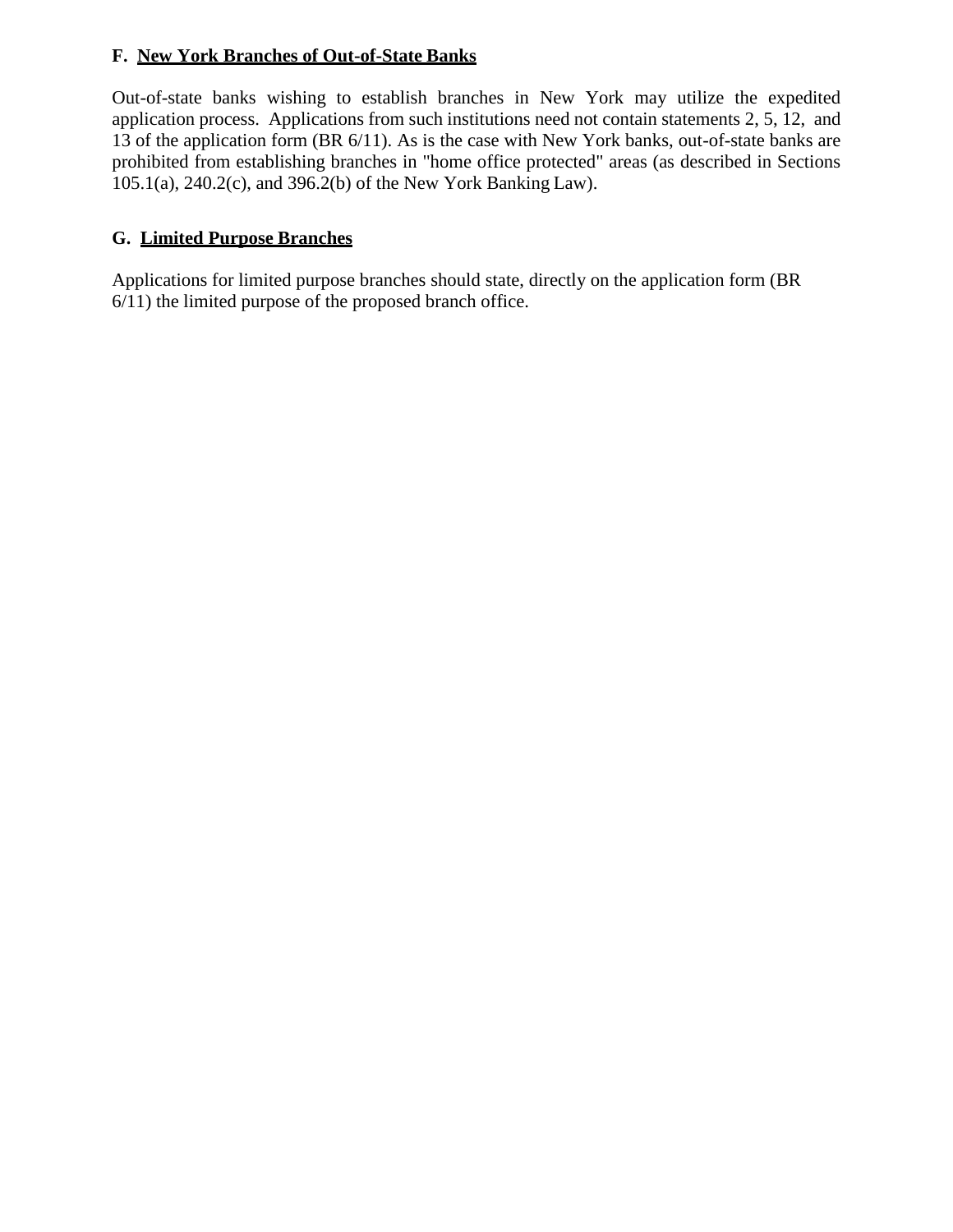### F. New York Branches of Out-of-State Banks

Out-of-state banks wishing to establish branches in New York may utilize the expedited application process. Applications from such institutions need not contain statements 2, 5, 12, and 13 of the application form (BR 6/11). As is the case with New York banks, out-of-state banks are prohibited from establishing branches in "home office protected" areas (as described in Sections 105.1(a), 240.2(c), and 396.2(b) of the New York Banking Law).

### G. Limited Purpose Branches

Applications for limited purpose branches should state, directly on the application form (BR 6/11) the limited purpose of the proposed branch office.